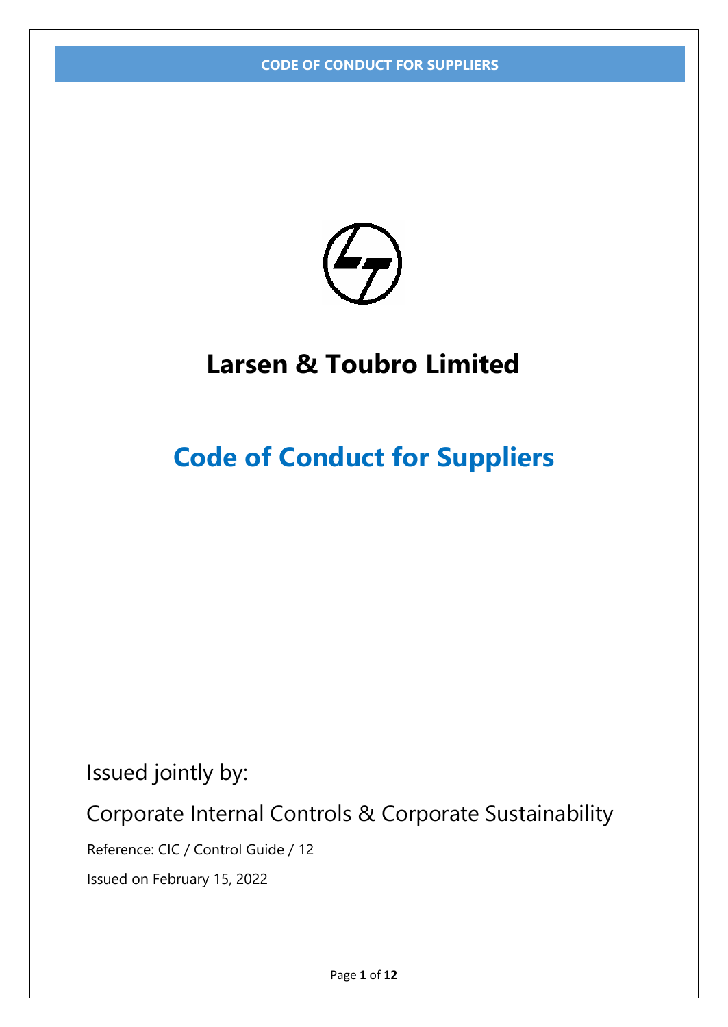# Larsen & Toubro Limited

## Code of Conduct for Suppliers

Issued jointly by:

Corporate Internal Controls & Corporate Sustainability

Reference: CIC / Control Guide / 12

Issued on February 15, 2022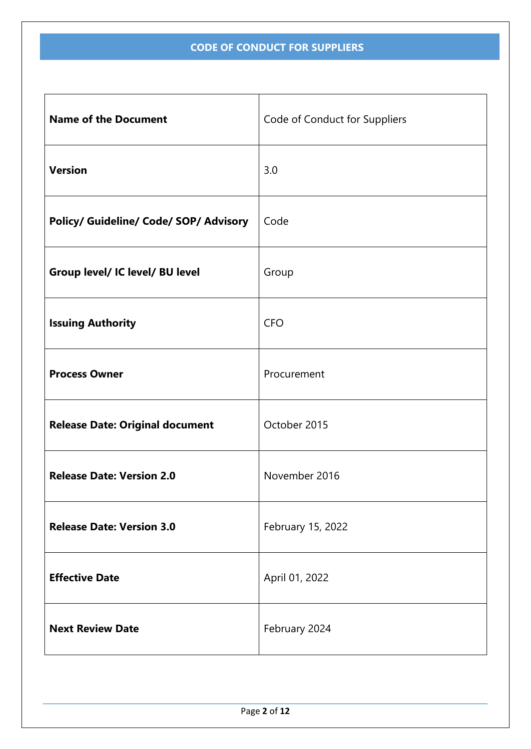# CODE OF CONDUCT FOR SUPPLIERS

| **Name of the Document** | Code of Conduct for Suppliers |
|---|---|
| **Version** | 3.0 |
| **Policy/ Guideline/ Code/ SOP/ Advisory** | Code |
| **Group level/ IC level/ BU level** | Group |
| **Issuing Authority** | CFO |
| **Process Owner** | Procurement |
| **Release Date: Original document** | October 2015 |
| **Release Date: Version 2.0** | November 2016 |
| **Release Date: Version 3.0** | February 15, 2022 |
| **Effective Date** | April 01, 2022 |
| **Next Review Date** | February 2024 |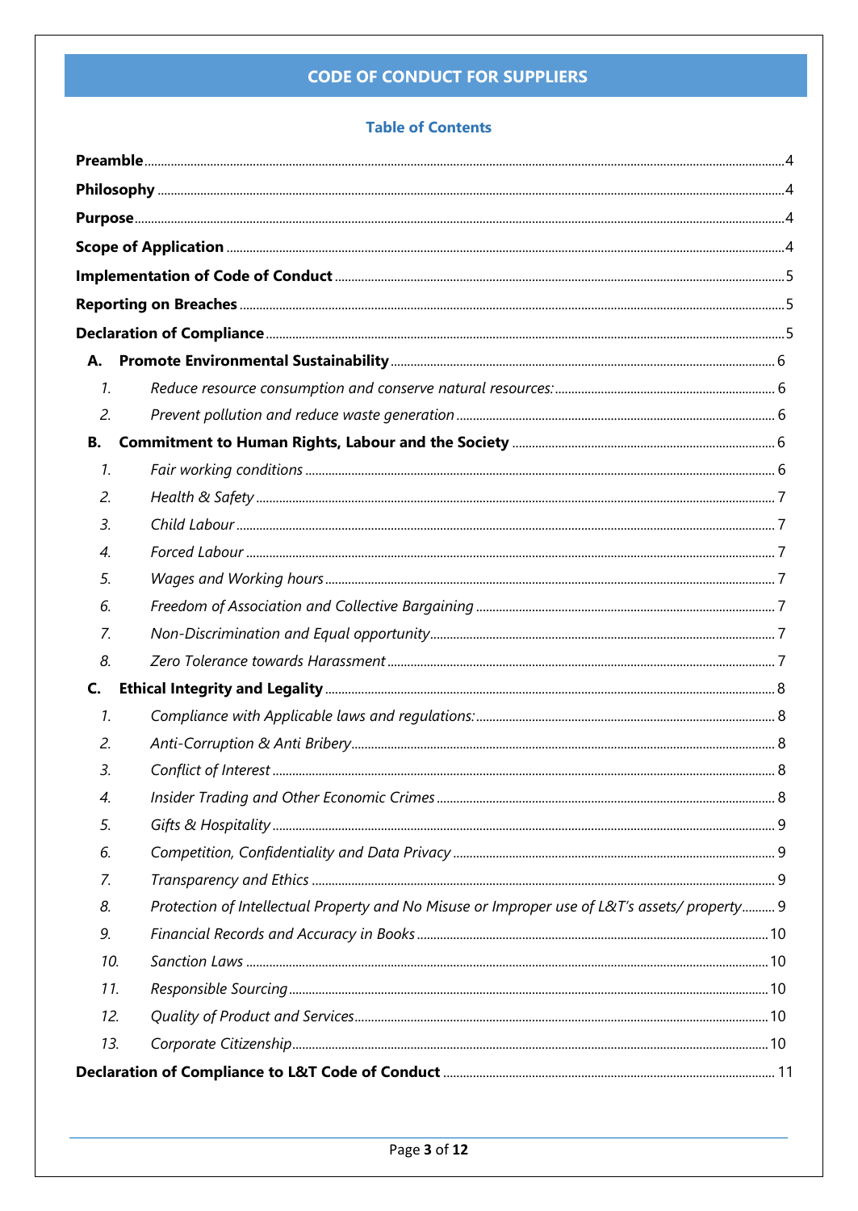# CODE OF CONDUCT FOR SUPPLIERS

## Table of Contents

**Preamble** ..... 4

**Philosophy** ..... 4

**Purpose** ..... 4

**Scope of Application** ..... 4

**Implementation of Code of Conduct** ..... 5

**Reporting on Breaches** ..... 5

**Declaration of Compliance** ..... 5

**A. Promote Environmental Sustainability** ..... 6

1. *Reduce resource consumption and conserve natural resources:* ..... 6
2. *Prevent pollution and reduce waste generation* ..... 6

**B. Commitment to Human Rights, Labour and the Society** ..... 6

1. *Fair working conditions* ..... 6
2. *Health & Safety* ..... 7
3. *Child Labour* ..... 7
4. *Forced Labour* ..... 7
5. *Wages and Working hours* ..... 7
6. *Freedom of Association and Collective Bargaining* ..... 7
7. *Non-Discrimination and Equal opportunity* ..... 7
8. *Zero Tolerance towards Harassment* ..... 7

**C. Ethical Integrity and Legality** ..... 8

1. *Compliance with Applicable laws and regulations:* ..... 8
2. *Anti-Corruption & Anti Bribery* ..... 8
3. *Conflict of Interest* ..... 8
4. *Insider Trading and Other Economic Crimes* ..... 8
5. *Gifts & Hospitality* ..... 9
6. *Competition, Confidentiality and Data Privacy* ..... 9
7. *Transparency and Ethics* ..... 9
8. *Protection of Intellectual Property and No Misuse or Improper use of L&T's assets/ property* ..... 9
9. *Financial Records and Accuracy in Books* ..... 10
10. *Sanction Laws* ..... 10
11. *Responsible Sourcing* ..... 10
12. *Quality of Product and Services* ..... 10
13. *Corporate Citizenship* ..... 10

**Declaration of Compliance to L&T Code of Conduct** ..... 11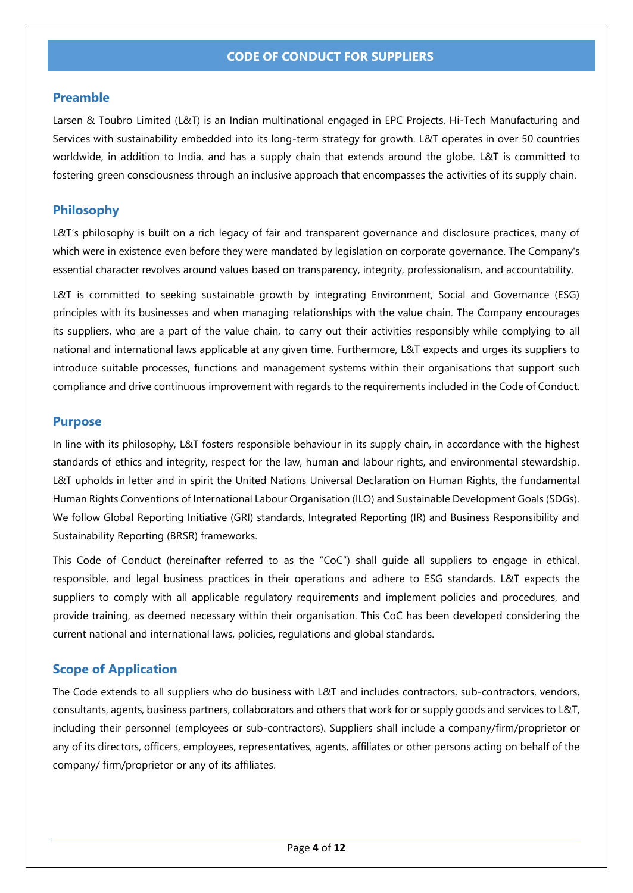# CODE OF CONDUCT FOR SUPPLIERS

## Preamble

Larsen & Toubro Limited (L&T) is an Indian multinational engaged in EPC Projects, Hi-Tech Manufacturing and Services with sustainability embedded into its long-term strategy for growth. L&T operates in over 50 countries worldwide, in addition to India, and has a supply chain that extends around the globe. L&T is committed to fostering green consciousness through an inclusive approach that encompasses the activities of its supply chain.

## Philosophy

L&T's philosophy is built on a rich legacy of fair and transparent governance and disclosure practices, many of which were in existence even before they were mandated by legislation on corporate governance. The Company's essential character revolves around values based on transparency, integrity, professionalism, and accountability.

L&T is committed to seeking sustainable growth by integrating Environment, Social and Governance (ESG) principles with its businesses and when managing relationships with the value chain. The Company encourages its suppliers, who are a part of the value chain, to carry out their activities responsibly while complying to all national and international laws applicable at any given time. Furthermore, L&T expects and urges its suppliers to introduce suitable processes, functions and management systems within their organisations that support such compliance and drive continuous improvement with regards to the requirements included in the Code of Conduct.

## Purpose

In line with its philosophy, L&T fosters responsible behaviour in its supply chain, in accordance with the highest standards of ethics and integrity, respect for the law, human and labour rights, and environmental stewardship. L&T upholds in letter and in spirit the United Nations Universal Declaration on Human Rights, the fundamental Human Rights Conventions of International Labour Organisation (ILO) and Sustainable Development Goals (SDGs). We follow Global Reporting Initiative (GRI) standards, Integrated Reporting (IR) and Business Responsibility and Sustainability Reporting (BRSR) frameworks.

This Code of Conduct (hereinafter referred to as the "CoC") shall guide all suppliers to engage in ethical, responsible, and legal business practices in their operations and adhere to ESG standards. L&T expects the suppliers to comply with all applicable regulatory requirements and implement policies and procedures, and provide training, as deemed necessary within their organisation. This CoC has been developed considering the current national and international laws, policies, regulations and global standards.

## Scope of Application

The Code extends to all suppliers who do business with L&T and includes contractors, sub-contractors, vendors, consultants, agents, business partners, collaborators and others that work for or supply goods and services to L&T, including their personnel (employees or sub-contractors). Suppliers shall include a company/firm/proprietor or any of its directors, officers, employees, representatives, agents, affiliates or other persons acting on behalf of the company/ firm/proprietor or any of its affiliates.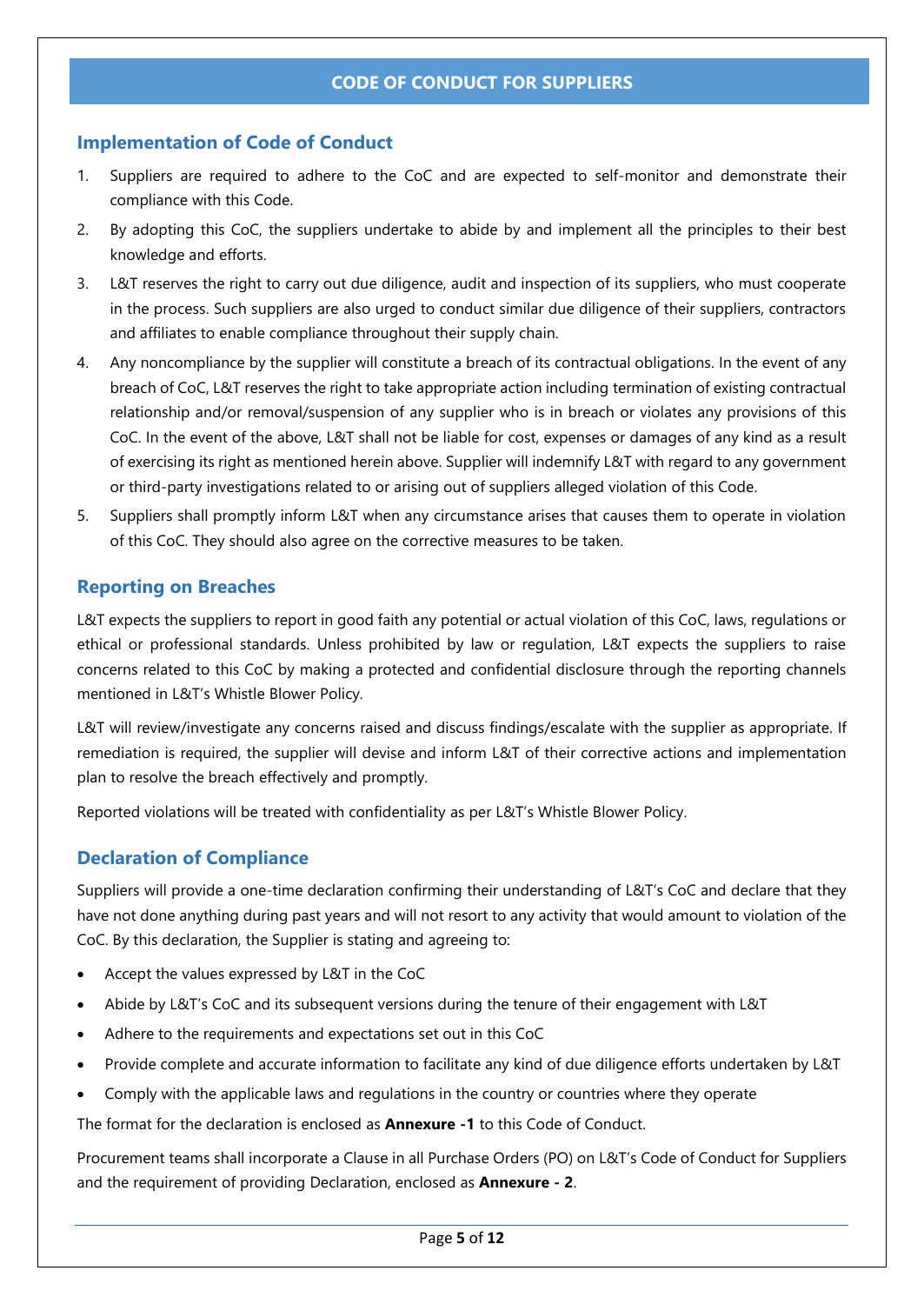## CODE OF CONDUCT FOR SUPPLIERS

### Implementation of Code of Conduct

1. Suppliers are required to adhere to the CoC and are expected to self-monitor and demonstrate their compliance with this Code.
2. By adopting this CoC, the suppliers undertake to abide by and implement all the principles to their best knowledge and efforts.
3. L&T reserves the right to carry out due diligence, audit and inspection of its suppliers, who must cooperate in the process. Such suppliers are also urged to conduct similar due diligence of their suppliers, contractors and affiliates to enable compliance throughout their supply chain.
4. Any noncompliance by the supplier will constitute a breach of its contractual obligations. In the event of any breach of CoC, L&T reserves the right to take appropriate action including termination of existing contractual relationship and/or removal/suspension of any supplier who is in breach or violates any provisions of this CoC. In the event of the above, L&T shall not be liable for cost, expenses or damages of any kind as a result of exercising its right as mentioned herein above. Supplier will indemnify L&T with regard to any government or third-party investigations related to or arising out of suppliers alleged violation of this Code.
5. Suppliers shall promptly inform L&T when any circumstance arises that causes them to operate in violation of this CoC. They should also agree on the corrective measures to be taken.

### Reporting on Breaches

L&T expects the suppliers to report in good faith any potential or actual violation of this CoC, laws, regulations or ethical or professional standards. Unless prohibited by law or regulation, L&T expects the suppliers to raise concerns related to this CoC by making a protected and confidential disclosure through the reporting channels mentioned in L&T's Whistle Blower Policy.

L&T will review/investigate any concerns raised and discuss findings/escalate with the supplier as appropriate. If remediation is required, the supplier will devise and inform L&T of their corrective actions and implementation plan to resolve the breach effectively and promptly.

Reported violations will be treated with confidentiality as per L&T's Whistle Blower Policy.

### Declaration of Compliance

Suppliers will provide a one-time declaration confirming their understanding of L&T's CoC and declare that they have not done anything during past years and will not resort to any activity that would amount to violation of the CoC. By this declaration, the Supplier is stating and agreeing to:

- Accept the values expressed by L&T in the CoC
- Abide by L&T's CoC and its subsequent versions during the tenure of their engagement with L&T
- Adhere to the requirements and expectations set out in this CoC
- Provide complete and accurate information to facilitate any kind of due diligence efforts undertaken by L&T
- Comply with the applicable laws and regulations in the country or countries where they operate

The format for the declaration is enclosed as **Annexure -1** to this Code of Conduct.

Procurement teams shall incorporate a Clause in all Purchase Orders (PO) on L&T's Code of Conduct for Suppliers and the requirement of providing Declaration, enclosed as **Annexure - 2**.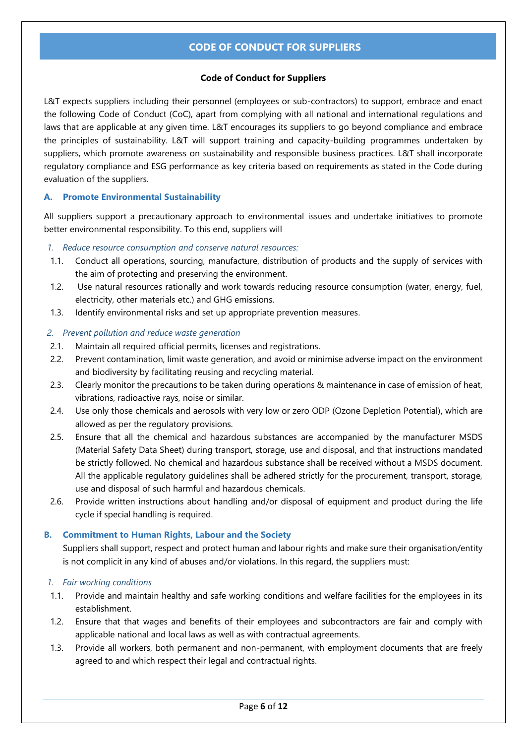# CODE OF CONDUCT FOR SUPPLIERS

**Code of Conduct for Suppliers**

L&T expects suppliers including their personnel (employees or sub-contractors) to support, embrace and enact the following Code of Conduct (CoC), apart from complying with all national and international regulations and laws that are applicable at any given time. L&T encourages its suppliers to go beyond compliance and embrace the principles of sustainability. L&T will support training and capacity-building programmes undertaken by suppliers, which promote awareness on sustainability and responsible business practices. L&T shall incorporate regulatory compliance and ESG performance as key criteria based on requirements as stated in the Code during evaluation of the suppliers.

## A. Promote Environmental Sustainability

All suppliers support a precautionary approach to environmental issues and undertake initiatives to promote better environmental responsibility. To this end, suppliers will

*1. Reduce resource consumption and conserve natural resources:*

1.1. Conduct all operations, sourcing, manufacture, distribution of products and the supply of services with the aim of protecting and preserving the environment.

1.2. Use natural resources rationally and work towards reducing resource consumption (water, energy, fuel, electricity, other materials etc.) and GHG emissions.

1.3. Identify environmental risks and set up appropriate prevention measures.

*2. Prevent pollution and reduce waste generation*

2.1. Maintain all required official permits, licenses and registrations.

2.2. Prevent contamination, limit waste generation, and avoid or minimise adverse impact on the environment and biodiversity by facilitating reusing and recycling material.

2.3. Clearly monitor the precautions to be taken during operations & maintenance in case of emission of heat, vibrations, radioactive rays, noise or similar.

2.4. Use only those chemicals and aerosols with very low or zero ODP (Ozone Depletion Potential), which are allowed as per the regulatory provisions.

2.5. Ensure that all the chemical and hazardous substances are accompanied by the manufacturer MSDS (Material Safety Data Sheet) during transport, storage, use and disposal, and that instructions mandated be strictly followed. No chemical and hazardous substance shall be received without a MSDS document. All the applicable regulatory guidelines shall be adhered strictly for the procurement, transport, storage, use and disposal of such harmful and hazardous chemicals.

2.6. Provide written instructions about handling and/or disposal of equipment and product during the life cycle if special handling is required.

## B. Commitment to Human Rights, Labour and the Society

Suppliers shall support, respect and protect human and labour rights and make sure their organisation/entity is not complicit in any kind of abuses and/or violations. In this regard, the suppliers must:

*1. Fair working conditions*

1.1. Provide and maintain healthy and safe working conditions and welfare facilities for the employees in its establishment.

1.2. Ensure that that wages and benefits of their employees and subcontractors are fair and comply with applicable national and local laws as well as with contractual agreements.

1.3. Provide all workers, both permanent and non-permanent, with employment documents that are freely agreed to and which respect their legal and contractual rights.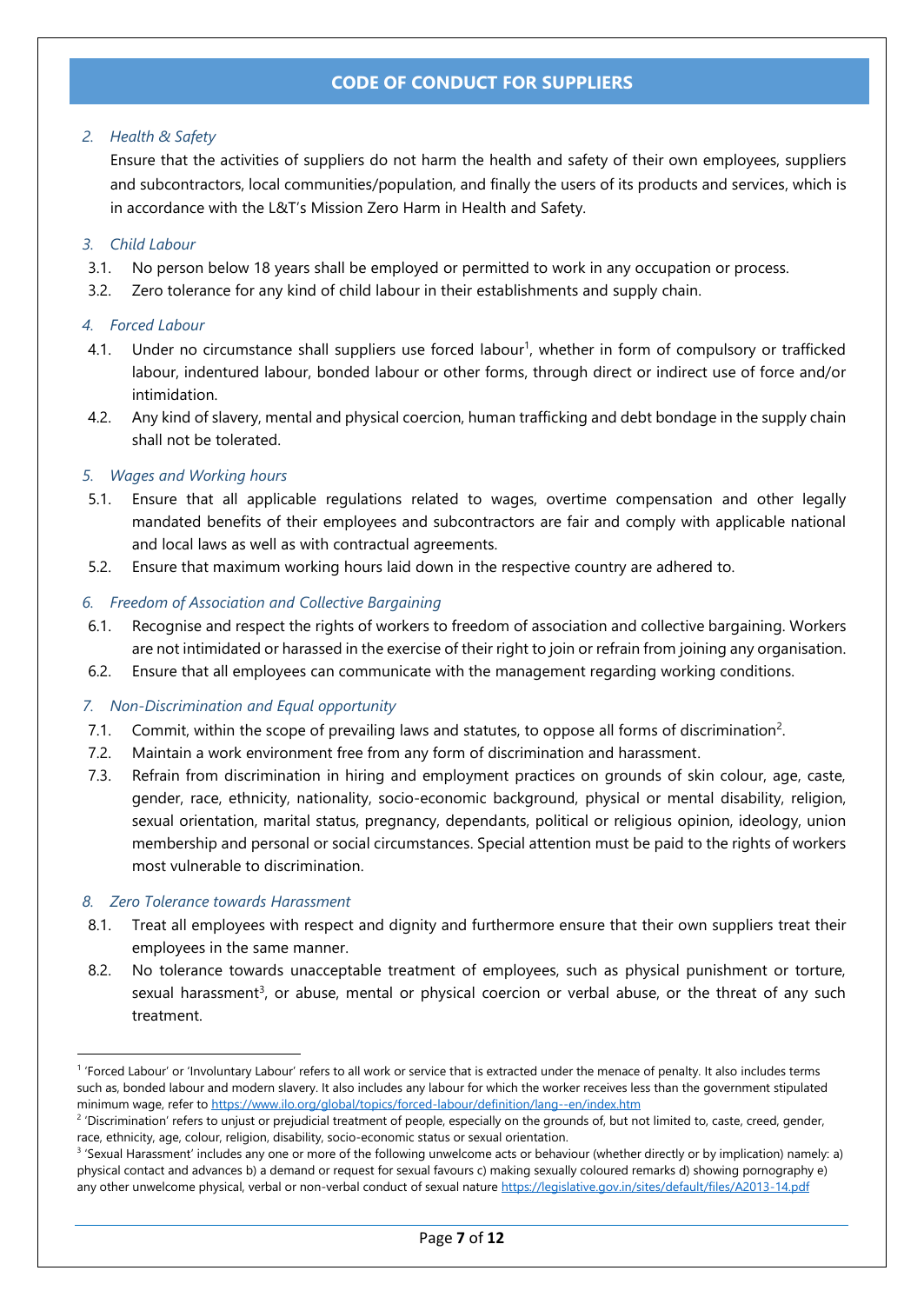# CODE OF CONDUCT FOR SUPPLIERS

### *2. Health & Safety*

Ensure that the activities of suppliers do not harm the health and safety of their own employees, suppliers and subcontractors, local communities/population, and finally the users of its products and services, which is in accordance with the L&T's Mission Zero Harm in Health and Safety.

### *3. Child Labour*

3.1. No person below 18 years shall be employed or permitted to work in any occupation or process.

3.2. Zero tolerance for any kind of child labour in their establishments and supply chain.

### *4. Forced Labour*

4.1. Under no circumstance shall suppliers use forced labour[1], whether in form of compulsory or trafficked labour, indentured labour, bonded labour or other forms, through direct or indirect use of force and/or intimidation.

4.2. Any kind of slavery, mental and physical coercion, human trafficking and debt bondage in the supply chain shall not be tolerated.

### *5. Wages and Working hours*

5.1. Ensure that all applicable regulations related to wages, overtime compensation and other legally mandated benefits of their employees and subcontractors are fair and comply with applicable national and local laws as well as with contractual agreements.

5.2. Ensure that maximum working hours laid down in the respective country are adhered to.

### *6. Freedom of Association and Collective Bargaining*

6.1. Recognise and respect the rights of workers to freedom of association and collective bargaining. Workers are not intimidated or harassed in the exercise of their right to join or refrain from joining any organisation.

6.2. Ensure that all employees can communicate with the management regarding working conditions.

### *7. Non-Discrimination and Equal opportunity*

7.1. Commit, within the scope of prevailing laws and statutes, to oppose all forms of discrimination[2].

7.2. Maintain a work environment free from any form of discrimination and harassment.

7.3. Refrain from discrimination in hiring and employment practices on grounds of skin colour, age, caste, gender, race, ethnicity, nationality, socio-economic background, physical or mental disability, religion, sexual orientation, marital status, pregnancy, dependants, political or religious opinion, ideology, union membership and personal or social circumstances. Special attention must be paid to the rights of workers most vulnerable to discrimination.

### *8. Zero Tolerance towards Harassment*

8.1. Treat all employees with respect and dignity and furthermore ensure that their own suppliers treat their employees in the same manner.

8.2. No tolerance towards unacceptable treatment of employees, such as physical punishment or torture, sexual harassment[3], or abuse, mental or physical coercion or verbal abuse, or the threat of any such treatment.

---

[1] 'Forced Labour' or 'Involuntary Labour' refers to all work or service that is extracted under the menace of penalty. It also includes terms such as, bonded labour and modern slavery. It also includes any labour for which the worker receives less than the government stipulated minimum wage, refer to https://www.ilo.org/global/topics/forced-labour/definition/lang--en/index.htm

[2] 'Discrimination' refers to unjust or prejudicial treatment of people, especially on the grounds of, but not limited to, caste, creed, gender, race, ethnicity, age, colour, religion, disability, socio-economic status or sexual orientation.

[3] 'Sexual Harassment' includes any one or more of the following unwelcome acts or behaviour (whether directly or by implication) namely: a) physical contact and advances b) a demand or request for sexual favours c) making sexually coloured remarks d) showing pornography e) any other unwelcome physical, verbal or non-verbal conduct of sexual nature https://legislative.gov.in/sites/default/files/A2013-14.pdf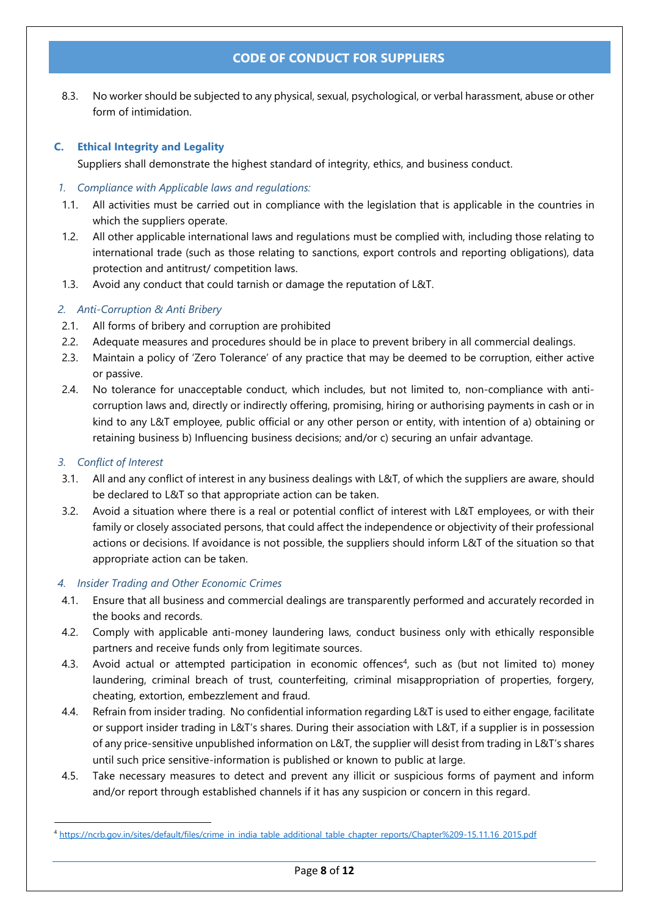8.3. No worker should be subjected to any physical, sexual, psychological, or verbal harassment, abuse or other form of intimidation.

### C. Ethical Integrity and Legality

Suppliers shall demonstrate the highest standard of integrity, ethics, and business conduct.

*1. Compliance with Applicable laws and regulations:*

1.1. All activities must be carried out in compliance with the legislation that is applicable in the countries in which the suppliers operate.

1.2. All other applicable international laws and regulations must be complied with, including those relating to international trade (such as those relating to sanctions, export controls and reporting obligations), data protection and antitrust/ competition laws.

1.3. Avoid any conduct that could tarnish or damage the reputation of L&T.

*2. Anti-Corruption & Anti Bribery*

2.1. All forms of bribery and corruption are prohibited

2.2. Adequate measures and procedures should be in place to prevent bribery in all commercial dealings.

2.3. Maintain a policy of 'Zero Tolerance' of any practice that may be deemed to be corruption, either active or passive.

2.4. No tolerance for unacceptable conduct, which includes, but not limited to, non-compliance with anti-corruption laws and, directly or indirectly offering, promising, hiring or authorising payments in cash or in kind to any L&T employee, public official or any other person or entity, with intention of a) obtaining or retaining business b) Influencing business decisions; and/or c) securing an unfair advantage.

*3. Conflict of Interest*

3.1. All and any conflict of interest in any business dealings with L&T, of which the suppliers are aware, should be declared to L&T so that appropriate action can be taken.

3.2. Avoid a situation where there is a real or potential conflict of interest with L&T employees, or with their family or closely associated persons, that could affect the independence or objectivity of their professional actions or decisions. If avoidance is not possible, the suppliers should inform L&T of the situation so that appropriate action can be taken.

*4. Insider Trading and Other Economic Crimes*

4.1. Ensure that all business and commercial dealings are transparently performed and accurately recorded in the books and records.

4.2. Comply with applicable anti-money laundering laws, conduct business only with ethically responsible partners and receive funds only from legitimate sources.

4.3. Avoid actual or attempted participation in economic offences[4], such as (but not limited to) money laundering, criminal breach of trust, counterfeiting, criminal misappropriation of properties, forgery, cheating, extortion, embezzlement and fraud.

4.4. Refrain from insider trading. No confidential information regarding L&T is used to either engage, facilitate or support insider trading in L&T's shares. During their association with L&T, if a supplier is in possession of any price-sensitive unpublished information on L&T, the supplier will desist from trading in L&T's shares until such price sensitive-information is published or known to public at large.

4.5. Take necessary measures to detect and prevent any illicit or suspicious forms of payment and inform and/or report through established channels if it has any suspicion or concern in this regard.

---

[4] https://ncrb.gov.in/sites/default/files/crime_in_india_table_additional_table_chapter_reports/Chapter%209-15.11.16_2015.pdf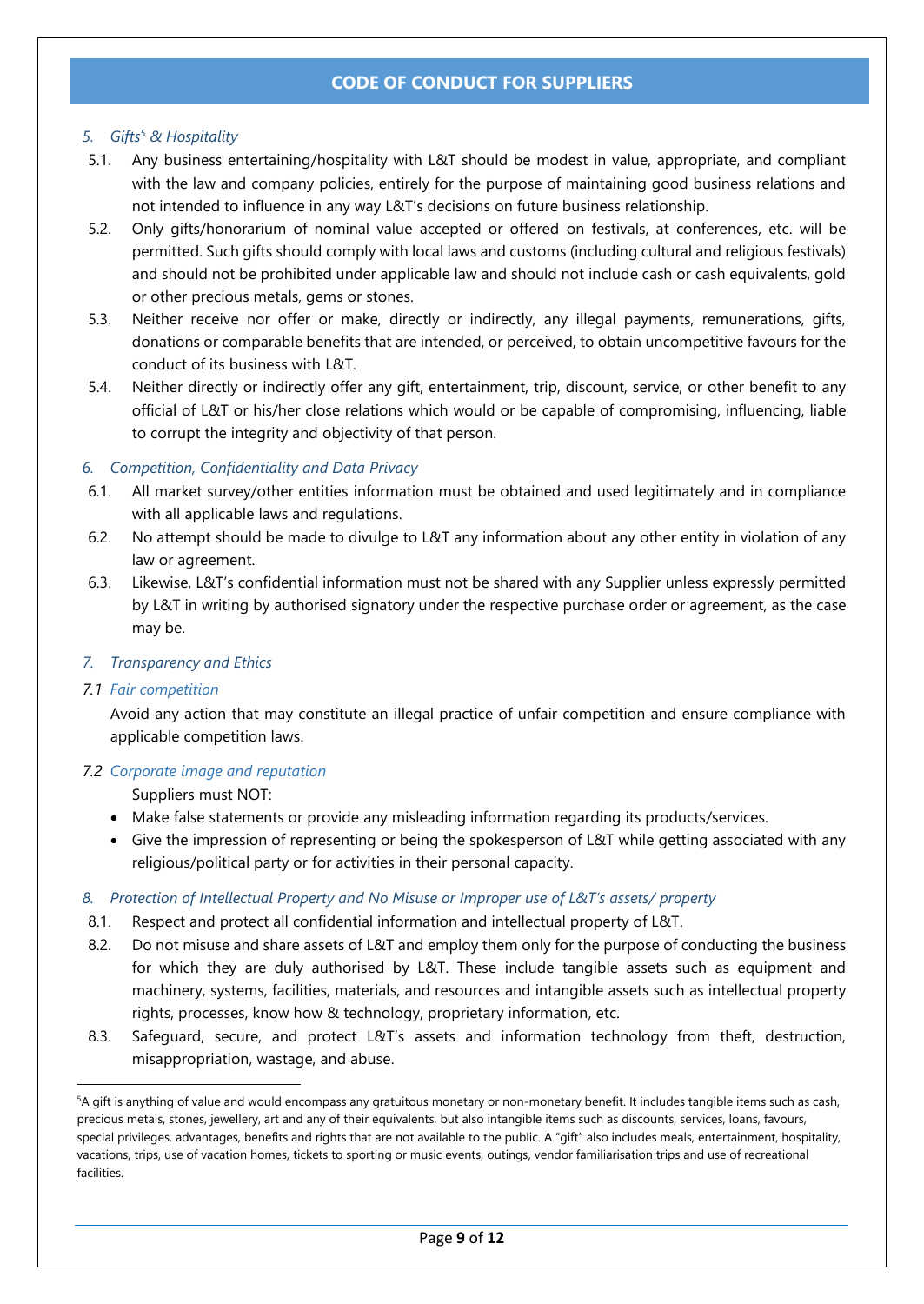*5. Gifts[5] & Hospitality*

5.1. Any business entertaining/hospitality with L&T should be modest in value, appropriate, and compliant with the law and company policies, entirely for the purpose of maintaining good business relations and not intended to influence in any way L&T's decisions on future business relationship.

5.2. Only gifts/honorarium of nominal value accepted or offered on festivals, at conferences, etc. will be permitted. Such gifts should comply with local laws and customs (including cultural and religious festivals) and should not be prohibited under applicable law and should not include cash or cash equivalents, gold or other precious metals, gems or stones.

5.3. Neither receive nor offer or make, directly or indirectly, any illegal payments, remunerations, gifts, donations or comparable benefits that are intended, or perceived, to obtain uncompetitive favours for the conduct of its business with L&T.

5.4. Neither directly or indirectly offer any gift, entertainment, trip, discount, service, or other benefit to any official of L&T or his/her close relations which would or be capable of compromising, influencing, liable to corrupt the integrity and objectivity of that person.

*6. Competition, Confidentiality and Data Privacy*

6.1. All market survey/other entities information must be obtained and used legitimately and in compliance with all applicable laws and regulations.

6.2. No attempt should be made to divulge to L&T any information about any other entity in violation of any law or agreement.

6.3. Likewise, L&T's confidential information must not be shared with any Supplier unless expressly permitted by L&T in writing by authorised signatory under the respective purchase order or agreement, as the case may be.

*7. Transparency and Ethics*

*7.1 Fair competition*

Avoid any action that may constitute an illegal practice of unfair competition and ensure compliance with applicable competition laws.

*7.2 Corporate image and reputation*

Suppliers must NOT:

- Make false statements or provide any misleading information regarding its products/services.
- Give the impression of representing or being the spokesperson of L&T while getting associated with any religious/political party or for activities in their personal capacity.

*8. Protection of Intellectual Property and No Misuse or Improper use of L&T's assets/ property*

8.1. Respect and protect all confidential information and intellectual property of L&T.

8.2. Do not misuse and share assets of L&T and employ them only for the purpose of conducting the business for which they are duly authorised by L&T. These include tangible assets such as equipment and machinery, systems, facilities, materials, and resources and intangible assets such as intellectual property rights, processes, know how & technology, proprietary information, etc.

8.3. Safeguard, secure, and protect L&T's assets and information technology from theft, destruction, misappropriation, wastage, and abuse.

---

[5] A gift is anything of value and would encompass any gratuitous monetary or non-monetary benefit. It includes tangible items such as cash, precious metals, stones, jewellery, art and any of their equivalents, but also intangible items such as discounts, services, loans, favours, special privileges, advantages, benefits and rights that are not available to the public. A "gift" also includes meals, entertainment, hospitality, vacations, trips, use of vacation homes, tickets to sporting or music events, outings, vendor familiarisation trips and use of recreational facilities.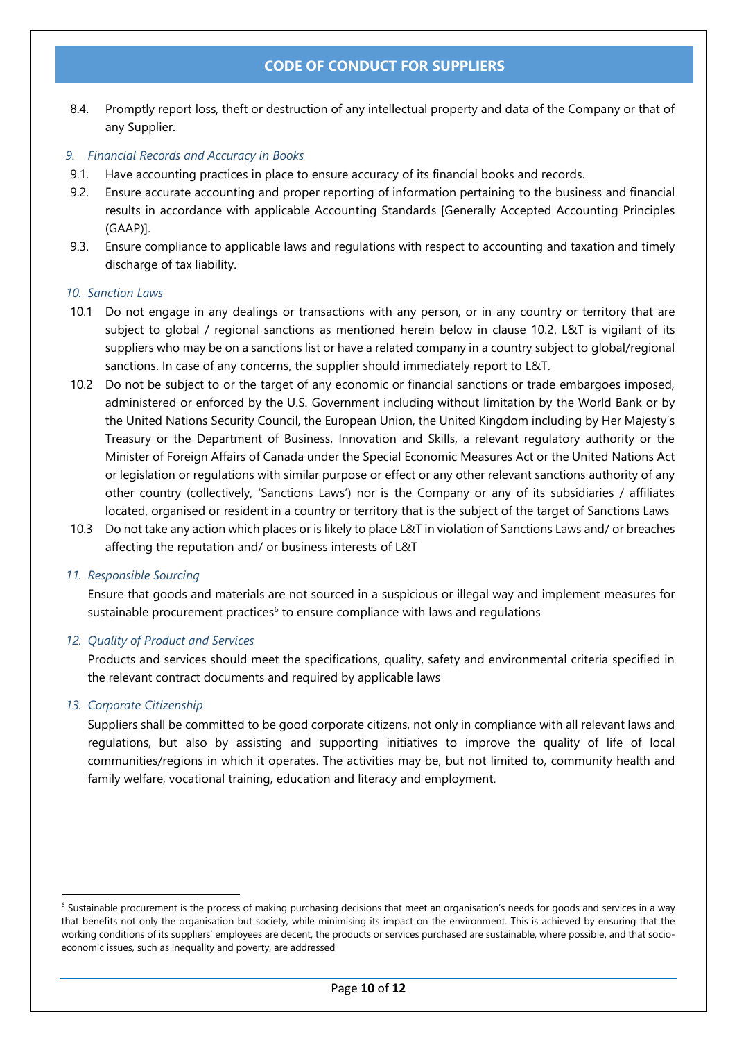8.4. Promptly report loss, theft or destruction of any intellectual property and data of the Company or that of any Supplier.

### *9. Financial Records and Accuracy in Books*

9.1. Have accounting practices in place to ensure accuracy of its financial books and records.

9.2. Ensure accurate accounting and proper reporting of information pertaining to the business and financial results in accordance with applicable Accounting Standards [Generally Accepted Accounting Principles (GAAP)].

9.3. Ensure compliance to applicable laws and regulations with respect to accounting and taxation and timely discharge of tax liability.

### *10. Sanction Laws*

10.1 Do not engage in any dealings or transactions with any person, or in any country or territory that are subject to global / regional sanctions as mentioned herein below in clause 10.2. L&T is vigilant of its suppliers who may be on a sanctions list or have a related company in a country subject to global/regional sanctions. In case of any concerns, the supplier should immediately report to L&T.

10.2 Do not be subject to or the target of any economic or financial sanctions or trade embargoes imposed, administered or enforced by the U.S. Government including without limitation by the World Bank or by the United Nations Security Council, the European Union, the United Kingdom including by Her Majesty's Treasury or the Department of Business, Innovation and Skills, a relevant regulatory authority or the Minister of Foreign Affairs of Canada under the Special Economic Measures Act or the United Nations Act or legislation or regulations with similar purpose or effect or any other relevant sanctions authority of any other country (collectively, 'Sanctions Laws') nor is the Company or any of its subsidiaries / affiliates located, organised or resident in a country or territory that is the subject of the target of Sanctions Laws

10.3 Do not take any action which places or is likely to place L&T in violation of Sanctions Laws and/ or breaches affecting the reputation and/ or business interests of L&T

### *11. Responsible Sourcing*

Ensure that goods and materials are not sourced in a suspicious or illegal way and implement measures for sustainable procurement practices[6] to ensure compliance with laws and regulations

### *12. Quality of Product and Services*

Products and services should meet the specifications, quality, safety and environmental criteria specified in the relevant contract documents and required by applicable laws

### *13. Corporate Citizenship*

Suppliers shall be committed to be good corporate citizens, not only in compliance with all relevant laws and regulations, but also by assisting and supporting initiatives to improve the quality of life of local communities/regions in which it operates. The activities may be, but not limited to, community health and family welfare, vocational training, education and literacy and employment.

---

[6] Sustainable procurement is the process of making purchasing decisions that meet an organisation's needs for goods and services in a way that benefits not only the organisation but society, while minimising its impact on the environment. This is achieved by ensuring that the working conditions of its suppliers' employees are decent, the products or services purchased are sustainable, where possible, and that socio-economic issues, such as inequality and poverty, are addressed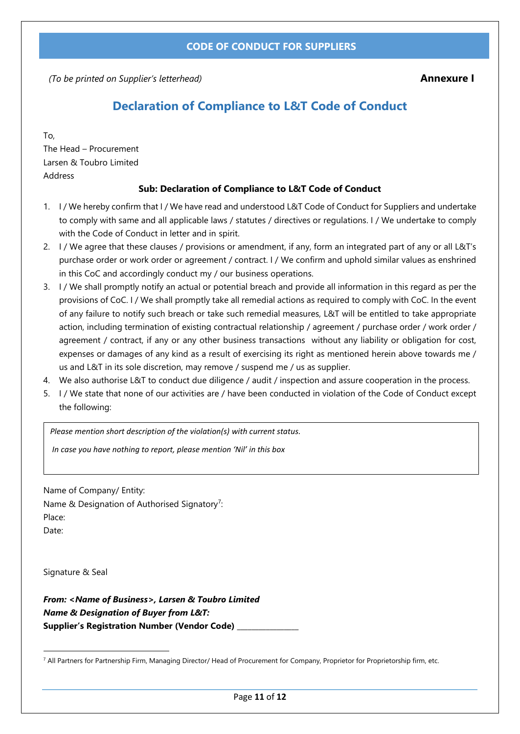## CODE OF CONDUCT FOR SUPPLIERS

*(To be printed on Supplier's letterhead)* **Annexure I**

# Declaration of Compliance to L&T Code of Conduct

To,
The Head – Procurement
Larsen & Toubro Limited
Address

**Sub: Declaration of Compliance to L&T Code of Conduct**

1. I / We hereby confirm that I / We have read and understood L&T Code of Conduct for Suppliers and undertake to comply with same and all applicable laws / statutes / directives or regulations. I / We undertake to comply with the Code of Conduct in letter and in spirit.
2. I / We agree that these clauses / provisions or amendment, if any, form an integrated part of any or all L&T's purchase order or work order or agreement / contract. I / We confirm and uphold similar values as enshrined in this CoC and accordingly conduct my / our business operations.
3. I / We shall promptly notify an actual or potential breach and provide all information in this regard as per the provisions of CoC. I / We shall promptly take all remedial actions as required to comply with CoC. In the event of any failure to notify such breach or take such remedial measures, L&T will be entitled to take appropriate action, including termination of existing contractual relationship / agreement / purchase order / work order / agreement / contract, if any or any other business transactions without any liability or obligation for cost, expenses or damages of any kind as a result of exercising its right as mentioned herein above towards me / us and L&T in its sole discretion, may remove / suspend me / us as supplier.
4. We also authorise L&T to conduct due diligence / audit / inspection and assure cooperation in the process.
5. I / We state that none of our activities are / have been conducted in violation of the Code of Conduct except the following:

| *Please mention short description of the violation(s) with current status.*<br>*In case you have nothing to report, please mention 'Nil' in this box* |
|---|

Name of Company/ Entity:
Name & Designation of Authorised Signatory[7]:
Place:
Date:

Signature & Seal

***From: <Name of Business>, Larsen & Toubro Limited***
***Name & Designation of Buyer from L&T:***
**Supplier's Registration Number (Vendor Code)** _______________

[7] All Partners for Partnership Firm, Managing Director/ Head of Procurement for Company, Proprietor for Proprietorship firm, etc.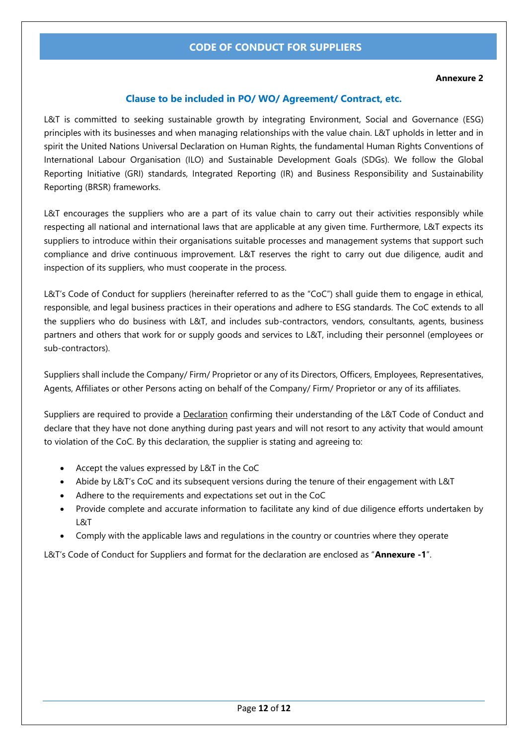# CODE OF CONDUCT FOR SUPPLIERS

**Annexure 2**

## Clause to be included in PO/ WO/ Agreement/ Contract, etc.

L&T is committed to seeking sustainable growth by integrating Environment, Social and Governance (ESG) principles with its businesses and when managing relationships with the value chain. L&T upholds in letter and in spirit the United Nations Universal Declaration on Human Rights, the fundamental Human Rights Conventions of International Labour Organisation (ILO) and Sustainable Development Goals (SDGs). We follow the Global Reporting Initiative (GRI) standards, Integrated Reporting (IR) and Business Responsibility and Sustainability Reporting (BRSR) frameworks.

L&T encourages the suppliers who are a part of its value chain to carry out their activities responsibly while respecting all national and international laws that are applicable at any given time. Furthermore, L&T expects its suppliers to introduce within their organisations suitable processes and management systems that support such compliance and drive continuous improvement. L&T reserves the right to carry out due diligence, audit and inspection of its suppliers, who must cooperate in the process.

L&T's Code of Conduct for suppliers (hereinafter referred to as the "CoC") shall guide them to engage in ethical, responsible, and legal business practices in their operations and adhere to ESG standards. The CoC extends to all the suppliers who do business with L&T, and includes sub-contractors, vendors, consultants, agents, business partners and others that work for or supply goods and services to L&T, including their personnel (employees or sub-contractors).

Suppliers shall include the Company/ Firm/ Proprietor or any of its Directors, Officers, Employees, Representatives, Agents, Affiliates or other Persons acting on behalf of the Company/ Firm/ Proprietor or any of its affiliates.

Suppliers are required to provide a Declaration confirming their understanding of the L&T Code of Conduct and declare that they have not done anything during past years and will not resort to any activity that would amount to violation of the CoC. By this declaration, the supplier is stating and agreeing to:

- Accept the values expressed by L&T in the CoC
- Abide by L&T's CoC and its subsequent versions during the tenure of their engagement with L&T
- Adhere to the requirements and expectations set out in the CoC
- Provide complete and accurate information to facilitate any kind of due diligence efforts undertaken by L&T
- Comply with the applicable laws and regulations in the country or countries where they operate

L&T's Code of Conduct for Suppliers and format for the declaration are enclosed as "**Annexure -1**".